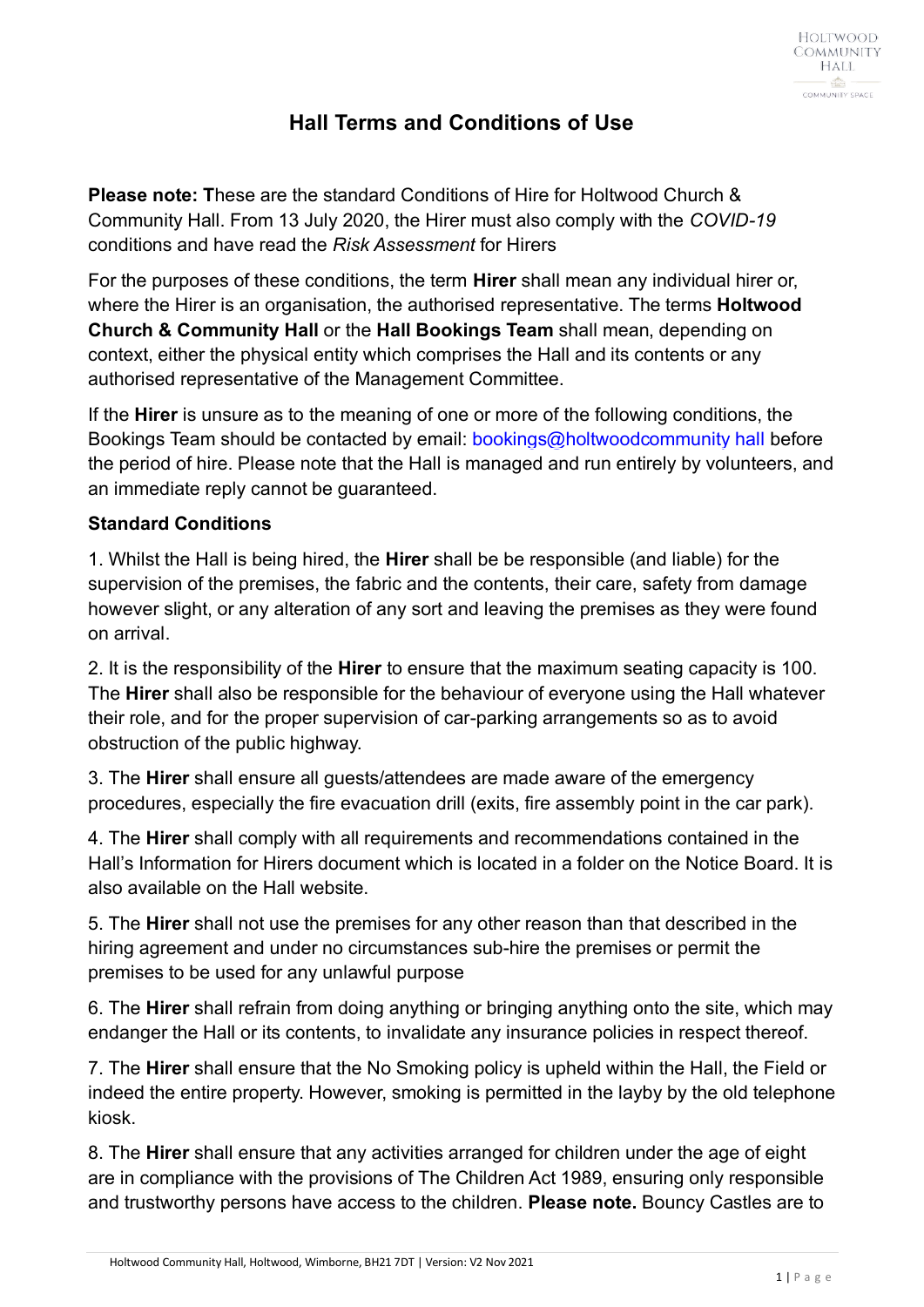# Hall Terms and Conditions of Use

**Please note:** These are the standard Conditions of Hire for Holtwood Church & Community Hall. From 13 July 2020, the Hirer must also comply with the *COVID-19* conditions and have read the *Risk Assessment* for Hirers

For the purposes of these conditions, the term **Hirer** shall mean any individual hirer or, where the Hirer is an organisation, the authorised representative. The terms **Holtwood Church & Community Hall** or the **Hall Bookings Team** shall mean, depending on context, either the physical entity which comprises the Hall and its contents or any authorised representative of the Management Committee.

If the **Hirer** is unsure as to the meaning of one or more of the following conditions, the Bookings Team should be contacted by email: bookings@holtwoodcommunity hall before the period of hire. Please note that the Hall is managed and run entirely by volunteers, and an immediate reply cannot be guaranteed.

### Standard Conditions

1. Whilst the Hall is being hired, the **Hirer** shall be be responsible (and liable) for the supervision of the premises, the fabric and the contents, their care, safety from damage however slight, or any alteration of any sort and leaving the premises as they were found on arrival.

2. It is the responsibility of the **Hirer** to ensure that the maximum seating capacity is 100. The **Hirer** shall also be responsible for the behaviour of everyone using the Hall whatever their role, and for the proper supervision of car-parking arrangements so as to avoid obstruction of the public highway.

3. The **Hirer** shall ensure all guests/attendees are made aware of the emergency procedures, especially the fire evacuation drill (exits, fire assembly point in the car park).

4. The **Hirer** shall comply with all requirements and recommendations contained in the Hall's Information for Hirers document which is located in a folder on the Notice Board. It is also available on the Hall website.

5. The **Hirer** shall not use the premises for any other reason than that described in the hiring agreement and under no circumstances sub-hire the premises or permit the premises to be used for any unlawful purpose

6. The **Hirer** shall refrain from doing anything or bringing anything onto the site, which may endanger the Hall or its contents, to invalidate any insurance policies in respect thereof.

7. The **Hirer** shall ensure that the No Smoking policy is upheld within the Hall, the Field or indeed the entire property. However, smoking is permitted in the layby by the old telephone kiosk.

8. The **Hirer** shall ensure that any activities arranged for children under the age of eight are in compliance with the provisions of The Children Act 1989, ensuring only responsible and trustworthy persons have access to the children. **Please note.** Bouncy Castles are to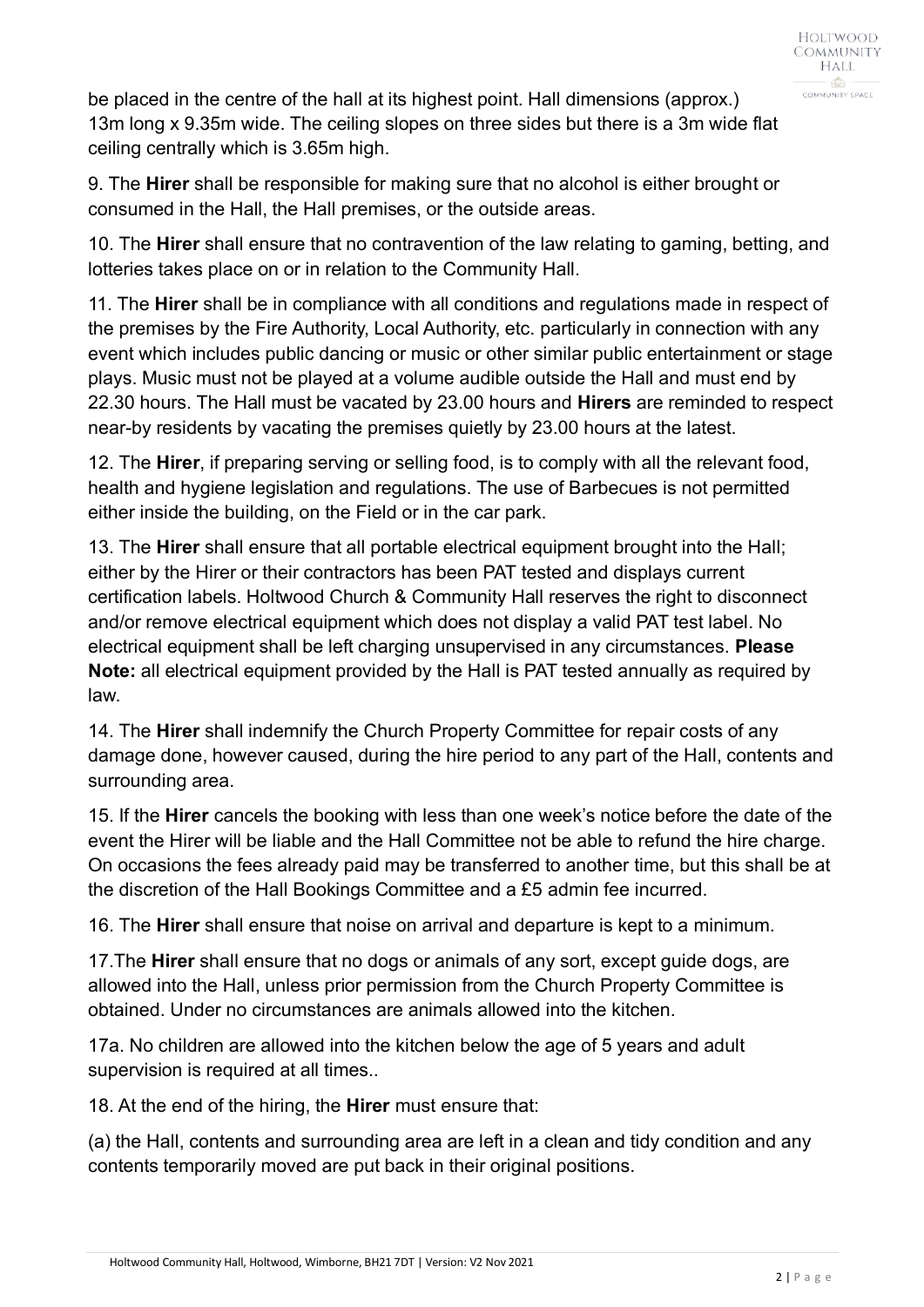be placed in the centre of the hall at its highest point. Hall dimensions (approx.) 13m long x 9.35m wide. The ceiling slopes on three sides but there is a 3m wide flat ceiling centrally which is 3.65m high.

9. The **Hirer** shall be responsible for making sure that no alcohol is either brought or consumed in the Hall, the Hall premises, or the outside areas.

10. The **Hirer** shall ensure that no contravention of the law relating to gaming, betting, and lotteries takes place on or in relation to the Community Hall.

11. The **Hirer** shall be in compliance with all conditions and regulations made in respect of the premises by the Fire Authority, Local Authority, etc. particularly in connection with any event which includes public dancing or music or other similar public entertainment or stage plays. Music must not be played at a volume audible outside the Hall and must end by 22.30 hours. The Hall must be vacated by 23.00 hours and **Hirers** are reminded to respect near-by residents by vacating the premises quietly by 23.00 hours at the latest.

12. The **Hirer**, if preparing serving or selling food, is to comply with all the relevant food, health and hygiene legislation and regulations. The use of Barbecues is not permitted either inside the building, on the Field or in the car park.

13. The **Hirer** shall ensure that all portable electrical equipment brought into the Hall; either by the Hirer or their contractors has been PAT tested and displays current certification labels. Holtwood Church & Community Hall reserves the right to disconnect and/or remove electrical equipment which does not display a valid PAT test label. No electrical equipment shall be left charging unsupervised in any circumstances. **Please Note:** all electrical equipment provided by the Hall is PAT tested annually as required by law.

14. The **Hirer** shall indemnify the Church Property Committee for repair costs of any damage done, however caused, during the hire period to any part of the Hall, contents and surrounding area.

15. If the **Hirer** cancels the booking with less than one week's notice before the date of the event the Hirer will be liable and the Hall Committee not be able to refund the hire charge. On occasions the fees already paid may be transferred to another time, but this shall be at the discretion of the Hall Bookings Committee and a £5 admin fee incurred.

16. The **Hirer** shall ensure that noise on arrival and departure is kept to a minimum.

17.The **Hirer** shall ensure that no dogs or animals of any sort, except guide dogs, are allowed into the Hall, unless prior permission from the Church Property Committee is obtained. Under no circumstances are animals allowed into the kitchen.

17a. No children are allowed into the kitchen below the age of 5 years and adult supervision is required at all times..

18. At the end of the hiring, the **Hirer** must ensure that:

(a) the Hall, contents and surrounding area are left in a clean and tidy condition and any contents temporarily moved are put back in their original positions.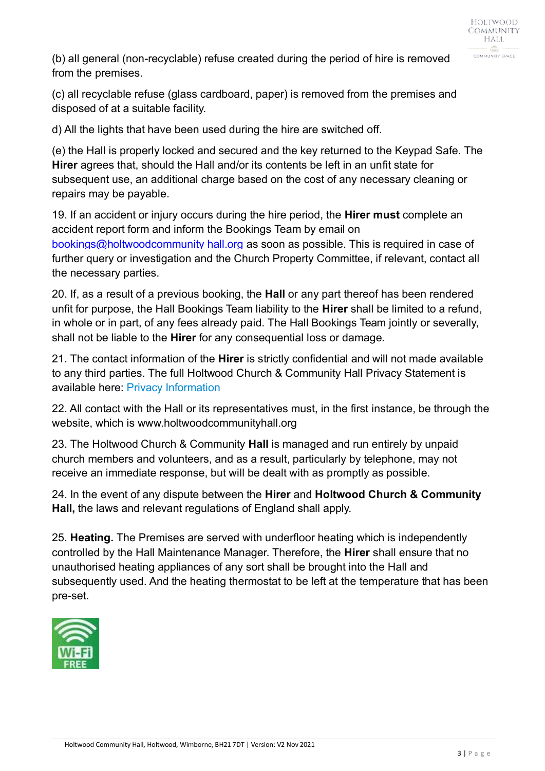(b) all general (non-recyclable) refuse created during the period of hire is removed from the premises.

(c) all recyclable refuse (glass cardboard, paper) is removed from the premises and disposed of at a suitable facility.

d) All the lights that have been used during the hire are switched off.

(e) the Hall is properly locked and secured and the key returned to the Keypad Safe. The **Hirer** agrees that, should the Hall and/or its contents be left in an unfit state for subsequent use, an additional charge based on the cost of any necessary cleaning or repairs may be payable.

19. If an accident or injury occurs during the hire period, the **Hirer must** complete an accident report form and inform the Bookings Team by email on bookings@holtwoodcommunity hall.org as soon as possible. This is required in case of further query or investigation and the Church Property Committee, if relevant, contact all the necessary parties.

20. If, as a result of a previous booking, the **Hall** or any part thereof has been rendered unfit for purpose, the Hall Bookings Team liability to the **Hirer** shall be limited to a refund, in whole or in part, of any fees already paid. The Hall Bookings Team jointly or severally, shall not be liable to the **Hirer** for any consequential loss or damage.

21. The contact information of the **Hirer** is strictly confidential and will not made available to any third parties. The full Holtwood Church & Community Hall Privacy Statement is available here: Privacy Information

22. All contact with the Hall or its representatives must, in the first instance, be through the website, which is www.holtwoodcommunityhall.org

23. The Holtwood Church & Community **Hall** is managed and run entirely by unpaid church members and volunteers, and as a result, particularly by telephone, may not receive an immediate response, but will be dealt with as promptly as possible.

24. In the event of any dispute between the **Hirer** and **Holtwood Church & Community Hall,** the laws and relevant regulations of England shall apply.

25. **Heating.** The Premises are served with underfloor heating which is independently controlled by the Hall Maintenance Manager. Therefore, the **Hirer** shall ensure that no unauthorised heating appliances of any sort shall be brought into the Hall and subsequently used. And the heating thermostat to be left at the temperature that has been pre-set.

Wi-Fi FREE

Holtwood Community Hall, Holtwood, Wimborne, BH21 7DT | Version: V2 Nov 2021